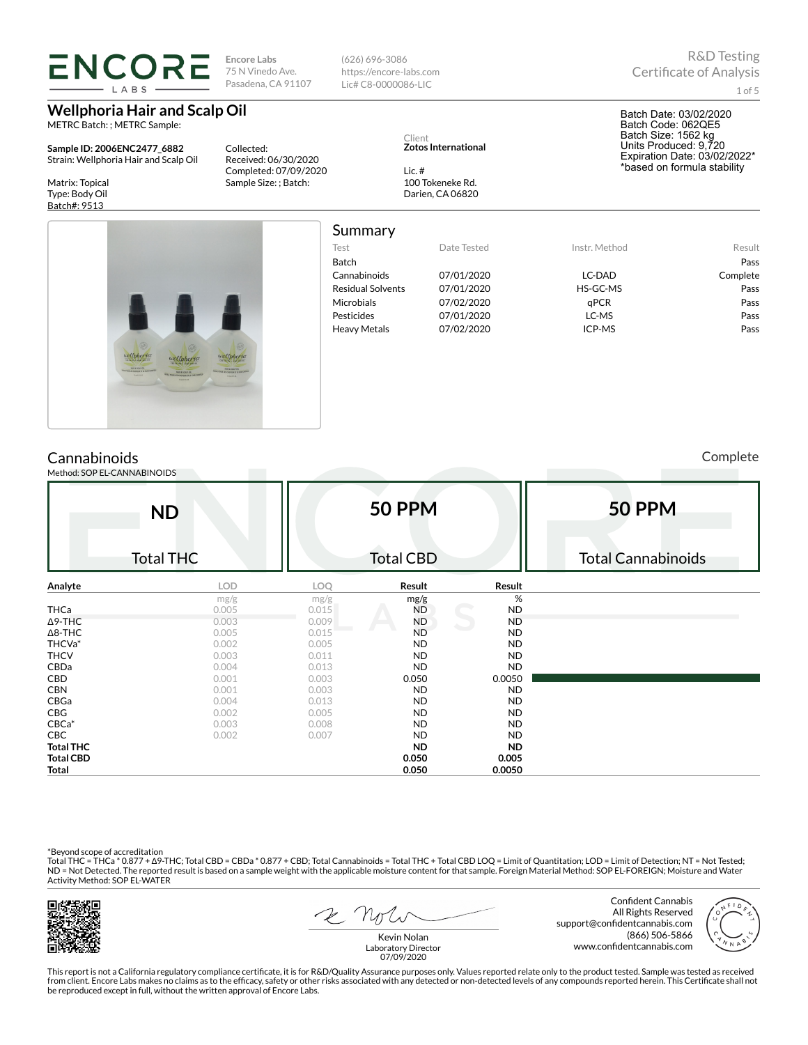**ENCORE LABS**

**Encore Labs**
75 N Vinedo Ave.
Pasadena, CA 91107

(626) 696-3086
https://encore-labs.com
Lic# C8-0000086-LIC

R&D Testing
Certificate of Analysis

# Wellphoria Hair and Scalp Oil

METRC Batch: ; METRC Sample:

**Sample ID: 2006ENC2477_6882**
Strain: Wellphoria Hair and Scalp Oil

Matrix: Topical
Type: Body Oil
Batch#: 9513

Collected:
Received: 06/30/2020
Completed: 07/09/2020
Sample Size: ; Batch:

Client
**Zotos International**

Lic. #
100 Tokeneke Rd.
Darien, CA 06820

Batch Date: 03/02/2020
Batch Code: 062QE5
Batch Size: 1562 kg
Units Produced: 9,720
Expiration Date: 03/02/2022*
*based on formula stability

## Summary

| Test | Date Tested | Instr. Method | Result |
|---|---|---|---|
| Batch | | | Pass |
| Cannabinoids | 07/01/2020 | LC-DAD | Complete |
| Residual Solvents | 07/01/2020 | HS-GC-MS | Pass |
| Microbials | 07/02/2020 | qPCR | Pass |
| Pesticides | 07/01/2020 | LC-MS | Pass |
| Heavy Metals | 07/02/2020 | ICP-MS | Pass |

## Cannabinoids

Complete

Method: SOP EL-CANNABINOIDS

| ND | 50 PPM | 50 PPM |
|---|---|---|
| Total THC | Total CBD | Total Cannabinoids |

| Analyte | LOD | LOQ | Result | Result |
|---|---|---|---|---|
| | mg/g | mg/g | mg/g | % |
| THCa | 0.005 | 0.015 | ND | ND |
| Δ9-THC | 0.003 | 0.009 | ND | ND |
| Δ8-THC | 0.005 | 0.015 | ND | ND |
| THCVa* | 0.002 | 0.005 | ND | ND |
| THCV | 0.003 | 0.011 | ND | ND |
| CBDa | 0.004 | 0.013 | ND | ND |
| CBD | 0.001 | 0.003 | 0.050 | 0.0050 |
| CBN | 0.001 | 0.003 | ND | ND |
| CBGa | 0.004 | 0.013 | ND | ND |
| CBG | 0.002 | 0.005 | ND | ND |
| CBCa* | 0.003 | 0.008 | ND | ND |
| CBC | 0.002 | 0.007 | ND | ND |
| **Total THC** | | | **ND** | **ND** |
| **Total CBD** | | | **0.050** | **0.005** |
| **Total** | | | **0.050** | **0.0050** |

*Beyond scope of accreditation
Total THC = THCa * 0.877 + Δ9-THC; Total CBD = CBDa * 0.877 + CBD; Total Cannabinoids = Total THC + Total CBD LOQ = Limit of Quantitation; LOD = Limit of Detection; NT = Not Tested; ND = Not Detected. The reported result is based on a sample weight with the applicable moisture content for that sample. Foreign Material Method: SOP EL-FOREIGN; Moisture and Water Activity Method: SOP EL-WATER

Kevin Nolan
Laboratory Director
07/09/2020

Confident Cannabis
All Rights Reserved
support@confidentcannabis.com
(866) 506-5866
www.confidentcannabis.com

This report is not a California regulatory compliance certificate, it is for R&D/Quality Assurance purposes only. Values reported relate only to the product tested. Sample was tested as received from client. Encore Labs makes no claims as to the efficacy, safety or other risks associated with any detected or non-detected levels of any compounds reported herein. This Certificate shall not be reproduced except in full, without the written approval of Encore Labs.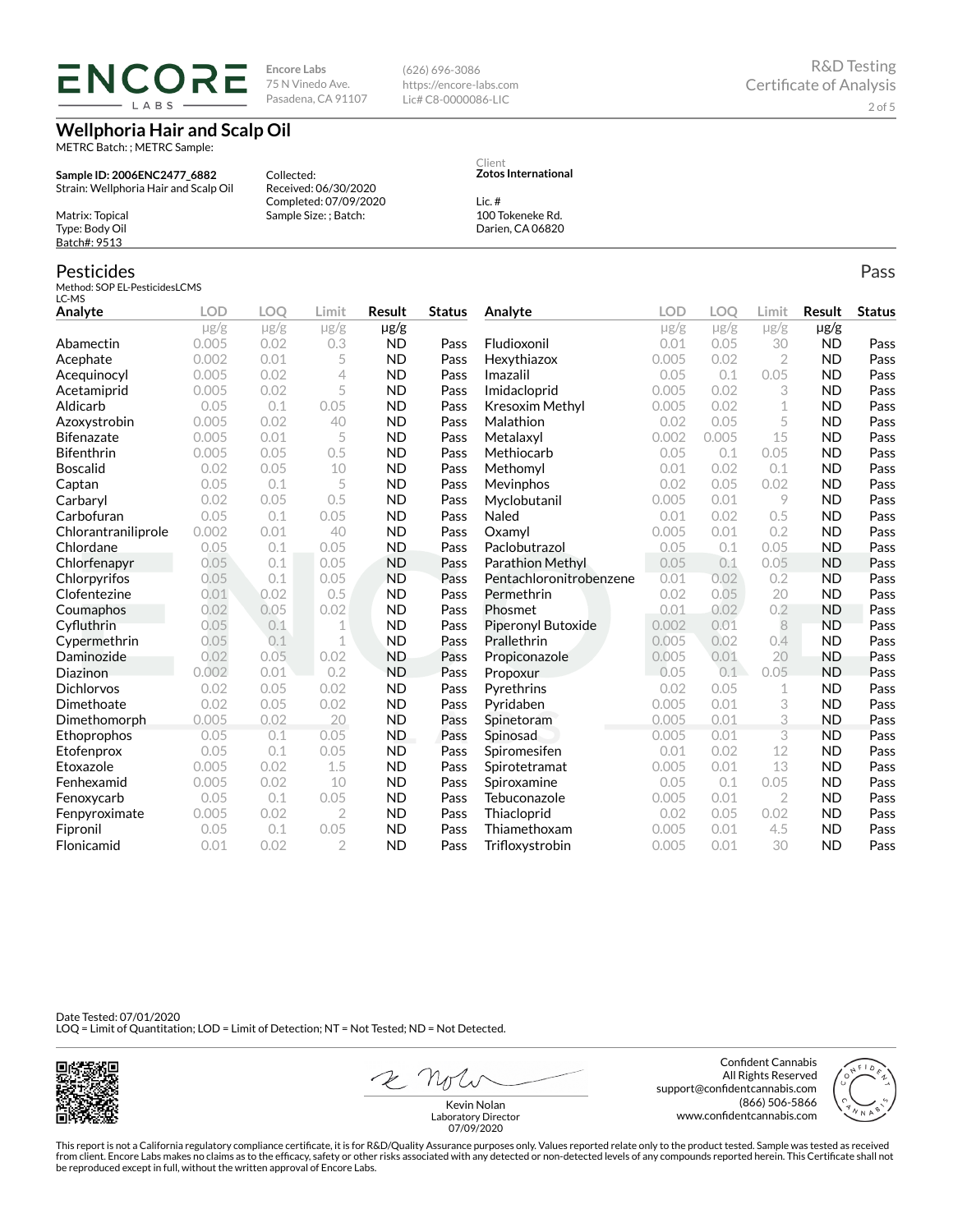**Encore Labs**
75 N Vinedo Ave.
Pasadena, CA 91107

(626) 696-3086
https://encore-labs.com
Lic# C8-0000086-LIC

R&D Testing
Certificate of Analysis

# Wellphoria Hair and Scalp Oil

METRC Batch: ; METRC Sample:

**Sample ID: 2006ENC2477_6882**
Strain: Wellphoria Hair and Scalp Oil

Matrix: Topical
Type: Body Oil
Batch#: 9513

Collected:
Received: 06/30/2020
Completed: 07/09/2020
Sample Size: ; Batch:

Client
**Zotos International**

Lic. #
100 Tokeneke Rd.
Darien, CA 06820

## Pesticides

Pass

Method: SOP EL-PesticidesLCMS
LC-MS

| Analyte | LOD | LOQ | Limit | Result | Status |
|---|---|---|---|---|---|
| | μg/g | μg/g | μg/g | μg/g | |
| Abamectin | 0.005 | 0.02 | 0.3 | ND | Pass |
| Acephate | 0.002 | 0.01 | 5 | ND | Pass |
| Acequinocyl | 0.005 | 0.02 | 4 | ND | Pass |
| Acetamiprid | 0.005 | 0.02 | 5 | ND | Pass |
| Aldicarb | 0.05 | 0.1 | 0.05 | ND | Pass |
| Azoxystrobin | 0.005 | 0.02 | 40 | ND | Pass |
| Bifenazate | 0.005 | 0.01 | 5 | ND | Pass |
| Bifenthrin | 0.005 | 0.05 | 0.5 | ND | Pass |
| Boscalid | 0.02 | 0.05 | 10 | ND | Pass |
| Captan | 0.05 | 0.1 | 5 | ND | Pass |
| Carbaryl | 0.02 | 0.05 | 0.5 | ND | Pass |
| Carbofuran | 0.05 | 0.1 | 0.05 | ND | Pass |
| Chlorantraniliprole | 0.002 | 0.01 | 40 | ND | Pass |
| Chlordane | 0.05 | 0.1 | 0.05 | ND | Pass |
| Chlorfenapyr | 0.05 | 0.1 | 0.05 | ND | Pass |
| Chlorpyrifos | 0.05 | 0.1 | 0.05 | ND | Pass |
| Clofentezine | 0.01 | 0.02 | 0.5 | ND | Pass |
| Coumaphos | 0.02 | 0.05 | 0.02 | ND | Pass |
| Cyfluthrin | 0.05 | 0.1 | 1 | ND | Pass |
| Cypermethrin | 0.05 | 0.1 | 1 | ND | Pass |
| Daminozide | 0.02 | 0.05 | 0.02 | ND | Pass |
| Diazinon | 0.002 | 0.01 | 0.2 | ND | Pass |
| Dichlorvos | 0.02 | 0.05 | 0.02 | ND | Pass |
| Dimethoate | 0.02 | 0.05 | 0.02 | ND | Pass |
| Dimethomorph | 0.005 | 0.02 | 20 | ND | Pass |
| Ethoprophos | 0.05 | 0.1 | 0.05 | ND | Pass |
| Etofenprox | 0.05 | 0.1 | 0.05 | ND | Pass |
| Etoxazole | 0.005 | 0.02 | 1.5 | ND | Pass |
| Fenhexamid | 0.005 | 0.02 | 10 | ND | Pass |
| Fenoxycarb | 0.05 | 0.1 | 0.05 | ND | Pass |
| Fenpyroximate | 0.005 | 0.02 | 2 | ND | Pass |
| Fipronil | 0.05 | 0.1 | 0.05 | ND | Pass |
| Flonicamid | 0.01 | 0.02 | 2 | ND | Pass |
| Fludioxonil | 0.01 | 0.05 | 30 | ND | Pass |
| Hexythiazox | 0.005 | 0.02 | 2 | ND | Pass |
| Imazalil | 0.05 | 0.1 | 0.05 | ND | Pass |
| Imidacloprid | 0.005 | 0.02 | 3 | ND | Pass |
| Kresoxim Methyl | 0.005 | 0.02 | 1 | ND | Pass |
| Malathion | 0.02 | 0.05 | 5 | ND | Pass |
| Metalaxyl | 0.002 | 0.005 | 15 | ND | Pass |
| Methiocarb | 0.05 | 0.1 | 0.05 | ND | Pass |
| Methomyl | 0.01 | 0.02 | 0.1 | ND | Pass |
| Mevinphos | 0.02 | 0.05 | 0.02 | ND | Pass |
| Myclobutanil | 0.005 | 0.01 | 9 | ND | Pass |
| Naled | 0.01 | 0.02 | 0.5 | ND | Pass |
| Oxamyl | 0.005 | 0.01 | 0.2 | ND | Pass |
| Paclobutrazol | 0.05 | 0.1 | 0.05 | ND | Pass |
| Parathion Methyl | 0.05 | 0.1 | 0.05 | ND | Pass |
| Pentachloronitrobenzene | 0.01 | 0.02 | 0.2 | ND | Pass |
| Permethrin | 0.02 | 0.05 | 20 | ND | Pass |
| Phosmet | 0.01 | 0.02 | 0.2 | ND | Pass |
| Piperonyl Butoxide | 0.002 | 0.01 | 8 | ND | Pass |
| Prallethrin | 0.005 | 0.02 | 0.4 | ND | Pass |
| Propiconazole | 0.005 | 0.01 | 20 | ND | Pass |
| Propoxur | 0.05 | 0.1 | 0.05 | ND | Pass |
| Pyrethrins | 0.02 | 0.05 | 1 | ND | Pass |
| Pyridaben | 0.005 | 0.01 | 3 | ND | Pass |
| Spinetoram | 0.005 | 0.01 | 3 | ND | Pass |
| Spinosad | 0.005 | 0.01 | 3 | ND | Pass |
| Spiromesifen | 0.01 | 0.02 | 12 | ND | Pass |
| Spirotetramat | 0.005 | 0.01 | 13 | ND | Pass |
| Spiroxamine | 0.05 | 0.1 | 0.05 | ND | Pass |
| Tebuconazole | 0.005 | 0.01 | 2 | ND | Pass |
| Thiacloprid | 0.02 | 0.05 | 0.02 | ND | Pass |
| Thiamethoxam | 0.005 | 0.01 | 4.5 | ND | Pass |
| Trifloxystrobin | 0.005 | 0.01 | 30 | ND | Pass |

Date Tested: 07/01/2020
LOQ = Limit of Quantitation; LOD = Limit of Detection; NT = Not Tested; ND = Not Detected.

Kevin Nolan
Laboratory Director
07/09/2020

Confident Cannabis
All Rights Reserved
support@confidentcannabis.com
(866) 506-5866
www.confidentcannabis.com

This report is not a California regulatory compliance certificate, it is for R&D/Quality Assurance purposes only. Values reported relate only to the product tested. Sample was tested as received from client. Encore Labs makes no claims as to the efficacy, safety or other risks associated with any detected or non-detected levels of any compounds reported herein. This Certificate shall not be reproduced except in full, without the written approval of Encore Labs.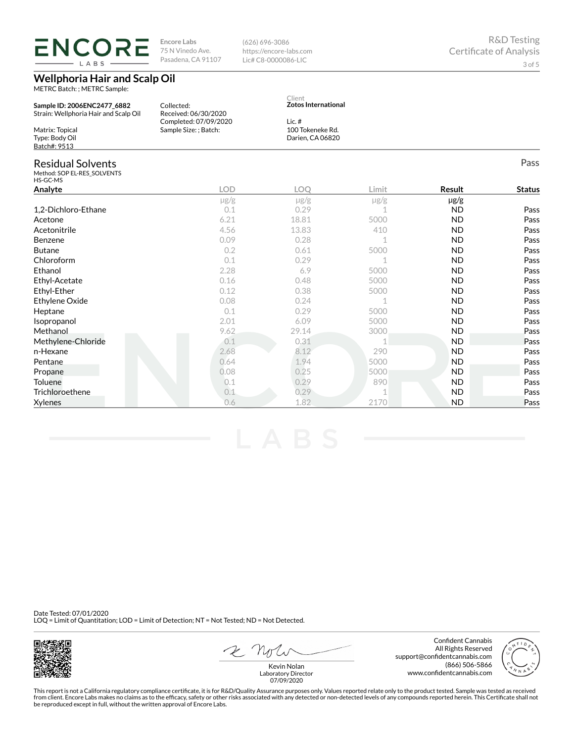Encore Labs
75 N Vinedo Ave.
Pasadena, CA 91107

(626) 696-3086
https://encore-labs.com
Lic# C8-0000086-LIC

R&D Testing
Certificate of Analysis

# Wellphoria Hair and Scalp Oil

METRC Batch: ; METRC Sample:

**Sample ID: 2006ENC2477_6882**
Strain: Wellphoria Hair and Scalp Oil

Matrix: Topical
Type: Body Oil
Batch#: 9513

Collected:
Received: 06/30/2020
Completed: 07/09/2020
Sample Size: ; Batch:

Client
**Zotos International**

Lic. #
100 Tokeneke Rd.
Darien, CA 06820

## Residual Solvents

Pass

Method: SOP EL-RES_SOLVENTS
HS-GC-MS

| Analyte | LOD | LOQ | Limit | Result | Status |
|---|---|---|---|---|---|
| | μg/g | μg/g | μg/g | μg/g | |
| 1,2-Dichloro-Ethane | 0.1 | 0.29 | 1 | ND | Pass |
| Acetone | 6.21 | 18.81 | 5000 | ND | Pass |
| Acetonitrile | 4.56 | 13.83 | 410 | ND | Pass |
| Benzene | 0.09 | 0.28 | 1 | ND | Pass |
| Butane | 0.2 | 0.61 | 5000 | ND | Pass |
| Chloroform | 0.1 | 0.29 | 1 | ND | Pass |
| Ethanol | 2.28 | 6.9 | 5000 | ND | Pass |
| Ethyl-Acetate | 0.16 | 0.48 | 5000 | ND | Pass |
| Ethyl-Ether | 0.12 | 0.38 | 5000 | ND | Pass |
| Ethylene Oxide | 0.08 | 0.24 | 1 | ND | Pass |
| Heptane | 0.1 | 0.29 | 5000 | ND | Pass |
| Isopropanol | 2.01 | 6.09 | 5000 | ND | Pass |
| Methanol | 9.62 | 29.14 | 3000 | ND | Pass |
| Methylene-Chloride | 0.1 | 0.31 | 1 | ND | Pass |
| n-Hexane | 2.68 | 8.12 | 290 | ND | Pass |
| Pentane | 0.64 | 1.94 | 5000 | ND | Pass |
| Propane | 0.08 | 0.25 | 5000 | ND | Pass |
| Toluene | 0.1 | 0.29 | 890 | ND | Pass |
| Trichloroethene | 0.1 | 0.29 | 1 | ND | Pass |
| Xylenes | 0.6 | 1.82 | 2170 | ND | Pass |

Date Tested: 07/01/2020
LOQ = Limit of Quantitation; LOD = Limit of Detection; NT = Not Tested; ND = Not Detected.

Kevin Nolan
Laboratory Director
07/09/2020

Confident Cannabis
All Rights Reserved
support@confidentcannabis.com
(866) 506-5866
www.confidentcannabis.com

This report is not a California regulatory compliance certificate, it is for R&D/Quality Assurance purposes only. Values reported relate only to the product tested. Sample was tested as received from client. Encore Labs makes no claims as to the efficacy, safety or other risks associated with any detected or non-detected levels of any compounds reported herein. This Certificate shall not be reproduced except in full, without the written approval of Encore Labs.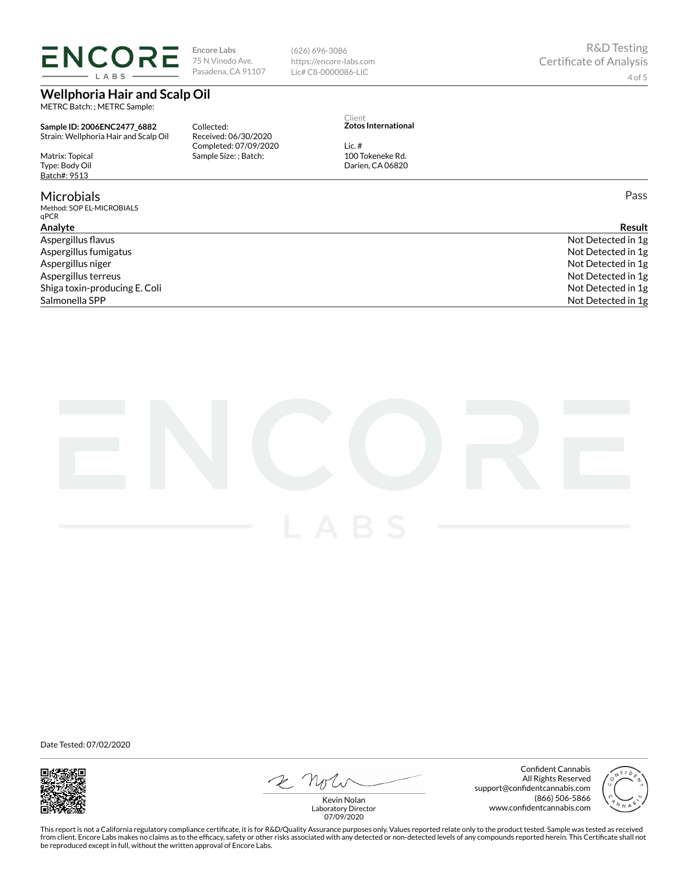**ENCORE LABS**

Encore Labs
75 N Vinedo Ave.
Pasadena, CA 91107

(626) 696-3086
https://encore-labs.com
Lic# C8-0000086-LIC

R&D Testing
Certificate of Analysis

## Wellphoria Hair and Scalp Oil

METRC Batch: ; METRC Sample:

**Sample ID: 2006ENC2477_6882**
Strain: Wellphoria Hair and Scalp Oil

Matrix: Topical
Type: Body Oil
Batch#: 9513

Collected:
Received: 06/30/2020
Completed: 07/09/2020
Sample Size: ; Batch:

Client
**Zotos International**

Lic. #
100 Tokeneke Rd.
Darien, CA 06820

## Microbials

Pass

Method: SOP EL-MICROBIALS
qPCR

| Analyte | Result |
|---|---|
| Aspergillus flavus | Not Detected in 1g |
| Aspergillus fumigatus | Not Detected in 1g |
| Aspergillus niger | Not Detected in 1g |
| Aspergillus terreus | Not Detected in 1g |
| Shiga toxin-producing E. Coli | Not Detected in 1g |
| Salmonella SPP | Not Detected in 1g |

Date Tested: 07/02/2020

Kevin Nolan
Laboratory Director
07/09/2020

Confident Cannabis
All Rights Reserved
support@confidentcannabis.com
(866) 506-5866
www.confidentcannabis.com

This report is not a California regulatory compliance certificate, it is for R&D/Quality Assurance purposes only. Values reported relate only to the product tested. Sample was tested as received from client. Encore Labs makes no claims as to the efficacy, safety or other risks associated with any detected or non-detected levels of any compounds reported herein. This Certificate shall not be reproduced except in full, without the written approval of Encore Labs.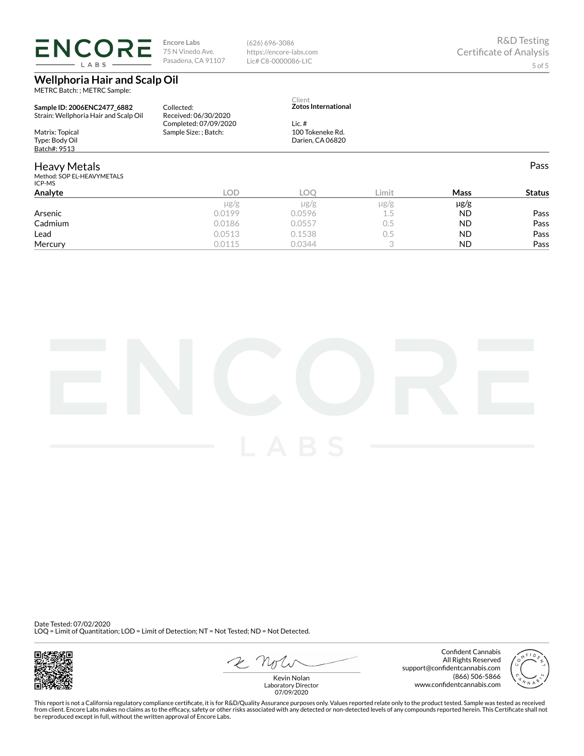ENCORE LABS

Encore Labs
75 N Vinedo Ave.
Pasadena, CA 91107

(626) 696-3086
https://encore-labs.com
Lic# C8-0000086-LIC

R&D Testing
Certificate of Analysis

## Wellphoria Hair and Scalp Oil

METRC Batch: ; METRC Sample:

**Sample ID: 2006ENC2477_6882**
Strain: Wellphoria Hair and Scalp Oil

Matrix: Topical
Type: Body Oil
Batch#: 9513

Collected:
Received: 06/30/2020
Completed: 07/09/2020
Sample Size: ; Batch:

Client
**Zotos International**

Lic. #
100 Tokeneke Rd.
Darien, CA 06820

## Heavy Metals

Pass

Method: SOP EL-HEAVYMETALS
ICP-MS

| Analyte | LOD | LOQ | Limit | Mass | Status |
|---|---|---|---|---|---|
| | µg/g | µg/g | µg/g | µg/g | |
| Arsenic | 0.0199 | 0.0596 | 1.5 | ND | Pass |
| Cadmium | 0.0186 | 0.0557 | 0.5 | ND | Pass |
| Lead | 0.0513 | 0.1538 | 0.5 | ND | Pass |
| Mercury | 0.0115 | 0.0344 | 3 | ND | Pass |

Date Tested: 07/02/2020
LOQ = Limit of Quantitation; LOD = Limit of Detection; NT = Not Tested; ND = Not Detected.

Kevin Nolan
Laboratory Director
07/09/2020

Confident Cannabis
All Rights Reserved
support@confidentcannabis.com
(866) 506-5866
www.confidentcannabis.com

This report is not a California regulatory compliance certificate, it is for R&D/Quality Assurance purposes only. Values reported relate only to the product tested. Sample was tested as received from client. Encore Labs makes no claims as to the efficacy, safety or other risks associated with any detected or non-detected levels of any compounds reported herein. This Certificate shall not be reproduced except in full, without the written approval of Encore Labs.